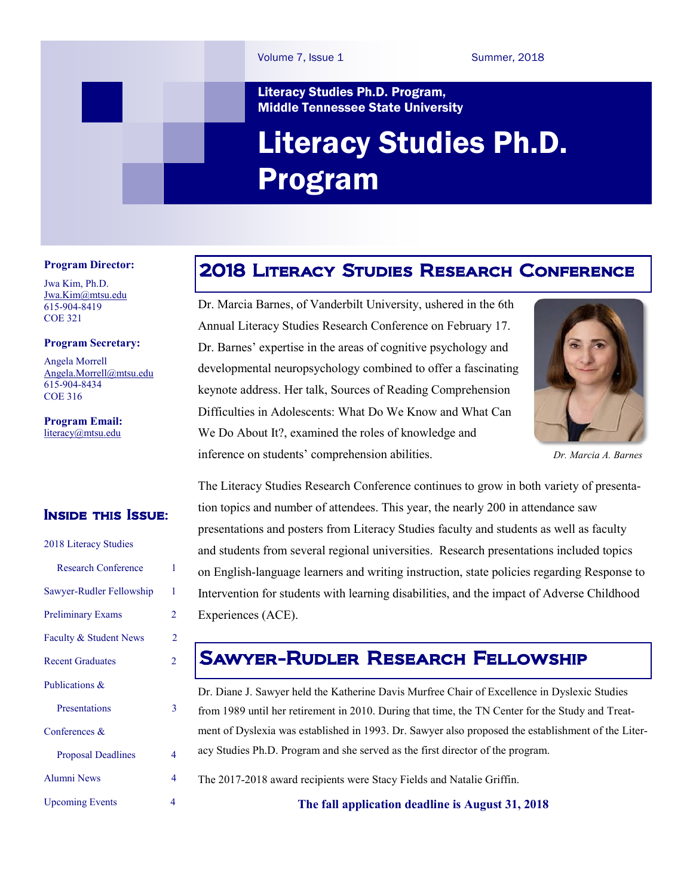Volume 7, Issue 1 — Summer, 2018

**Literacy Studies Ph.D. Program, Middle Tennessee State University**

# Literacy Studies Ph.D. Program

**Program Director:**

Jwa Kim, Ph.D.
Jwa.Kim@mtsu.edu
615-904-8419
COE 321

**Program Secretary:**

Angela Morrell
Angela.Morrell@mtsu.edu
615-904-8434
COE 316

**Program Email:**
literacy@mtsu.edu

### Inside this Issue:

| | |
|---|---|
| 2018 Literacy Studies Research Conference | 1 |
| Sawyer-Rudler Fellowship | 1 |
| Preliminary Exams | 2 |
| Faculty & Student News | 2 |
| Recent Graduates | 2 |
| Publications & Presentations | 3 |
| Conferences & Proposal Deadlines | 4 |
| Alumni News | 4 |
| Upcoming Events | 4 |

## 2018 Literacy Studies Research Conference

Dr. Marcia Barnes, of Vanderbilt University, ushered in the 6th Annual Literacy Studies Research Conference on February 17. Dr. Barnes' expertise in the areas of cognitive psychology and developmental neuropsychology combined to offer a fascinating keynote address. Her talk, Sources of Reading Comprehension Difficulties in Adolescents: What Do We Know and What Can We Do About It?, examined the roles of knowledge and inference on students' comprehension abilities.

*Dr. Marcia A. Barnes*

The Literacy Studies Research Conference continues to grow in both variety of presentation topics and number of attendees. This year, the nearly 200 in attendance saw presentations and posters from Literacy Studies faculty and students as well as faculty and students from several regional universities. Research presentations included topics on English-language learners and writing instruction, state policies regarding Response to Intervention for students with learning disabilities, and the impact of Adverse Childhood Experiences (ACE).

## Sawyer-Rudler Research Fellowship

Dr. Diane J. Sawyer held the Katherine Davis Murfree Chair of Excellence in Dyslexic Studies from 1989 until her retirement in 2010. During that time, the TN Center for the Study and Treatment of Dyslexia was established in 1993. Dr. Sawyer also proposed the establishment of the Literacy Studies Ph.D. Program and she served as the first director of the program.

The 2017-2018 award recipients were Stacy Fields and Natalie Griffin.

**The fall application deadline is August 31, 2018**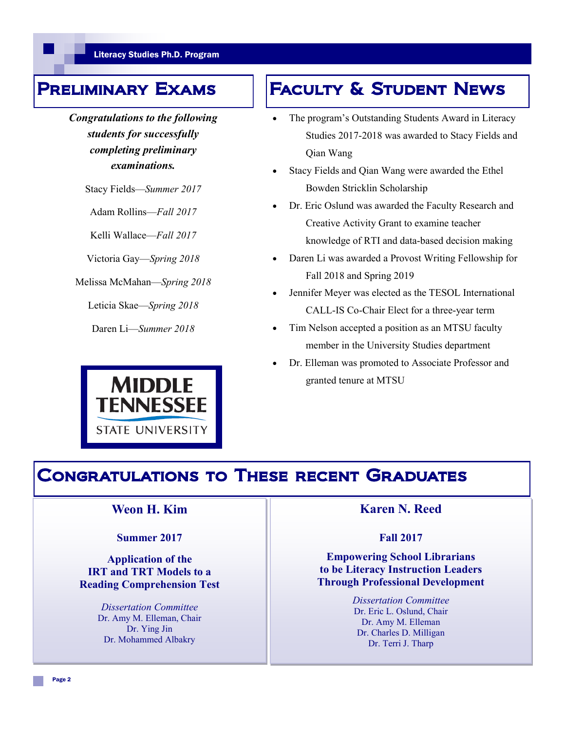## Preliminary Exams

***Congratulations to the following students for successfully completing preliminary examinations.***

Stacy Fields—*Summer 2017*

Adam Rollins—*Fall 2017*

Kelli Wallace—*Fall 2017*

Victoria Gay—*Spring 2018*

Melissa McMahan—*Spring 2018*

Leticia Skae—*Spring 2018*

Daren Li—*Summer 2018*

MIDDLE TENNESSEE STATE UNIVERSITY

## Faculty & Student News

- The program's Outstanding Students Award in Literacy Studies 2017-2018 was awarded to Stacy Fields and Qian Wang
- Stacy Fields and Qian Wang were awarded the Ethel Bowden Stricklin Scholarship
- Dr. Eric Oslund was awarded the Faculty Research and Creative Activity Grant to examine teacher knowledge of RTI and data-based decision making
- Daren Li was awarded a Provost Writing Fellowship for Fall 2018 and Spring 2019
- Jennifer Meyer was elected as the TESOL International CALL-IS Co-Chair Elect for a three-year term
- Tim Nelson accepted a position as an MTSU faculty member in the University Studies department
- Dr. Elleman was promoted to Associate Professor and granted tenure at MTSU

## Congratulations to These recent Graduates

### Weon H. Kim

**Summer 2017**

**Application of the IRT and TRT Models to a Reading Comprehension Test**

*Dissertation Committee*
Dr. Amy M. Elleman, Chair
Dr. Ying Jin
Dr. Mohammed Albakry

### Karen N. Reed

**Fall 2017**

**Empowering School Librarians to be Literacy Instruction Leaders Through Professional Development**

*Dissertation Committee*
Dr. Eric L. Oslund, Chair
Dr. Amy M. Elleman
Dr. Charles D. Milligan
Dr. Terri J. Tharp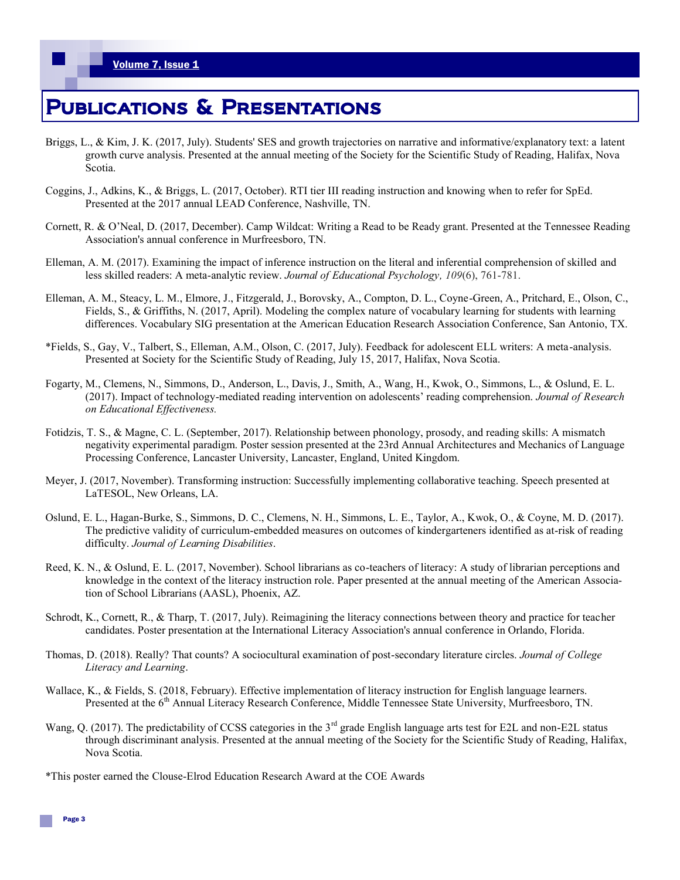# Publications & Presentations

Briggs, L., & Kim, J. K. (2017, July). Students' SES and growth trajectories on narrative and informative/explanatory text: a latent growth curve analysis. Presented at the annual meeting of the Society for the Scientific Study of Reading, Halifax, Nova Scotia.

Coggins, J., Adkins, K., & Briggs, L. (2017, October). RTI tier III reading instruction and knowing when to refer for SpEd. Presented at the 2017 annual LEAD Conference, Nashville, TN.

Cornett, R. & O'Neal, D. (2017, December). Camp Wildcat: Writing a Read to be Ready grant. Presented at the Tennessee Reading Association's annual conference in Murfreesboro, TN.

Elleman, A. M. (2017). Examining the impact of inference instruction on the literal and inferential comprehension of skilled and less skilled readers: A meta-analytic review. *Journal of Educational Psychology, 109*(6), 761-781.

Elleman, A. M., Steacy, L. M., Elmore, J., Fitzgerald, J., Borovsky, A., Compton, D. L., Coyne-Green, A., Pritchard, E., Olson, C., Fields, S., & Griffiths, N. (2017, April). Modeling the complex nature of vocabulary learning for students with learning differences. Vocabulary SIG presentation at the American Education Research Association Conference, San Antonio, TX.

*Fields, S., Gay, V., Talbert, S., Elleman, A.M., Olson, C. (2017, July). Feedback for adolescent ELL writers: A meta-analysis. Presented at Society for the Scientific Study of Reading, July 15, 2017, Halifax, Nova Scotia.

Fogarty, M., Clemens, N., Simmons, D., Anderson, L., Davis, J., Smith, A., Wang, H., Kwok, O., Simmons, L., & Oslund, E. L. (2017). Impact of technology-mediated reading intervention on adolescents' reading comprehension. *Journal of Research on Educational Effectiveness.*

Fotidzis, T. S., & Magne, C. L. (September, 2017). Relationship between phonology, prosody, and reading skills: A mismatch negativity experimental paradigm. Poster session presented at the 23rd Annual Architectures and Mechanics of Language Processing Conference, Lancaster University, Lancaster, England, United Kingdom.

Meyer, J. (2017, November). Transforming instruction: Successfully implementing collaborative teaching. Speech presented at LaTESOL, New Orleans, LA.

Oslund, E. L., Hagan-Burke, S., Simmons, D. C., Clemens, N. H., Simmons, L. E., Taylor, A., Kwok, O., & Coyne, M. D. (2017). The predictive validity of curriculum-embedded measures on outcomes of kindergarteners identified as at-risk of reading difficulty. *Journal of Learning Disabilities*.

Reed, K. N., & Oslund, E. L. (2017, November). School librarians as co-teachers of literacy: A study of librarian perceptions and knowledge in the context of the literacy instruction role. Paper presented at the annual meeting of the American Association of School Librarians (AASL), Phoenix, AZ.

Schrodt, K., Cornett, R., & Tharp, T. (2017, July). Reimagining the literacy connections between theory and practice for teacher candidates. Poster presentation at the International Literacy Association's annual conference in Orlando, Florida.

Thomas, D. (2018). Really? That counts? A sociocultural examination of post-secondary literature circles. *Journal of College Literacy and Learning*.

Wallace, K., & Fields, S. (2018, February). Effective implementation of literacy instruction for English language learners. Presented at the 6th Annual Literacy Research Conference, Middle Tennessee State University, Murfreesboro, TN.

Wang, Q. (2017). The predictability of CCSS categories in the 3rd grade English language arts test for E2L and non-E2L status through discriminant analysis. Presented at the annual meeting of the Society for the Scientific Study of Reading, Halifax, Nova Scotia.

*This poster earned the Clouse-Elrod Education Research Award at the COE Awards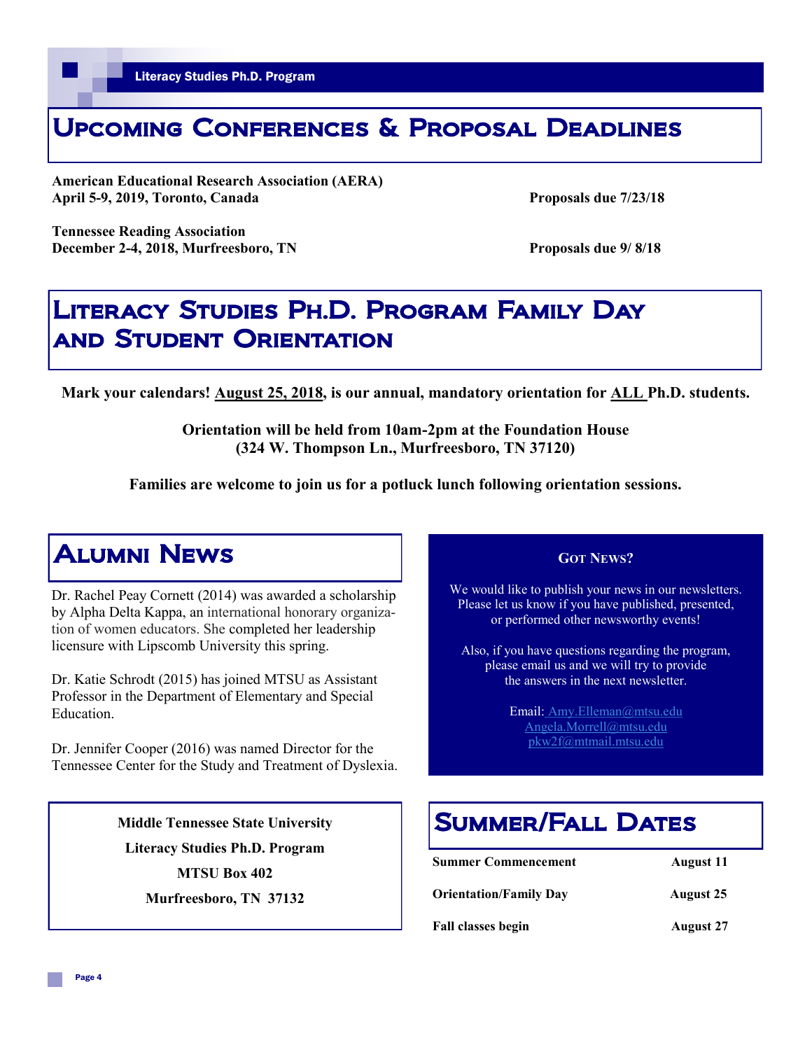## Upcoming Conferences & Proposal Deadlines

**American Educational Research Association (AERA)**
**April 5-9, 2019, Toronto, Canada** — **Proposals due 7/23/18**

**Tennessee Reading Association**
**December 2-4, 2018, Murfreesboro, TN** — **Proposals due 9/ 8/18**

## Literacy Studies Ph.D. Program Family Day and Student Orientation

**Mark your calendars! August 25, 2018, is our annual, mandatory orientation for ALL Ph.D. students.**

**Orientation will be held from 10am-2pm at the Foundation House (324 W. Thompson Ln., Murfreesboro, TN 37120)**

**Families are welcome to join us for a potluck lunch following orientation sessions.**

## Alumni News

Dr. Rachel Peay Cornett (2014) was awarded a scholarship by Alpha Delta Kappa, an international honorary organization of women educators. She completed her leadership licensure with Lipscomb University this spring.

Dr. Katie Schrodt (2015) has joined MTSU as Assistant Professor in the Department of Elementary and Special Education.

Dr. Jennifer Cooper (2016) was named Director for the Tennessee Center for the Study and Treatment of Dyslexia.

**Middle Tennessee State University**
**Literacy Studies Ph.D. Program**
**MTSU Box 402**
**Murfreesboro, TN 37132**

### Got News?

We would like to publish your news in our newsletters. Please let us know if you have published, presented, or performed other newsworthy events!

Also, if you have questions regarding the program, please email us and we will try to provide the answers in the next newsletter.

Email: Amy.Elleman@mtsu.edu
Angela.Morrell@mtsu.edu
pkw2f@mtmail.mtsu.edu

## Summer/Fall Dates

| | |
|---|---|
| **Summer Commencement** | **August 11** |
| **Orientation/Family Day** | **August 25** |
| **Fall classes begin** | **August 27** |